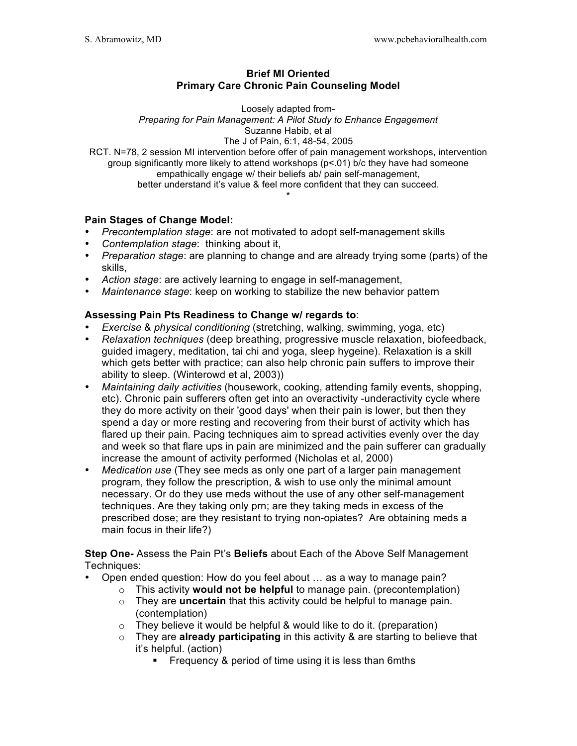# Brief MI Oriented
# Primary Care Chronic Pain Counseling Model

Loosely adapted from-
*Preparing for Pain Management: A Pilot Study to Enhance Engagement*
Suzanne Habib, et al
The J of Pain, 6:1, 48-54, 2005
RCT. N=78, 2 session MI intervention before offer of pain management workshops, intervention group significantly more likely to attend workshops ($p<.01$) b/c they have had someone empathically engage w/ their beliefs ab/ pain self-management, better understand it's value & feel more confident that they can succeed.

*

**Pain Stages of Change Model:**

- *Precontemplation stage*: are not motivated to adopt self-management skills
- *Contemplation stage*: thinking about it,
- *Preparation stage*: are planning to change and are already trying some (parts) of the skills,
- *Action stage*: are actively learning to engage in self-management,
- *Maintenance stage*: keep on working to stabilize the new behavior pattern

**Assessing Pain Pts Readiness to Change w/ regards to**:

- *Exercise* & *physical conditioning* (stretching, walking, swimming, yoga, etc)
- *Relaxation techniques* (deep breathing, progressive muscle relaxation, biofeedback, guided imagery, meditation, tai chi and yoga, sleep hygeine). Relaxation is a skill which gets better with practice; can also help chronic pain suffers to improve their ability to sleep. (Winterowd et al, 2003))
- *Maintaining daily activities* (housework, cooking, attending family events, shopping, etc). Chronic pain sufferers often get into an overactivity -underactivity cycle where they do more activity on their 'good days' when their pain is lower, but then they spend a day or more resting and recovering from their burst of activity which has flared up their pain. Pacing techniques aim to spread activities evenly over the day and week so that flare ups in pain are minimized and the pain sufferer can gradually increase the amount of activity performed (Nicholas et al, 2000)
- *Medication use* (They see meds as only one part of a larger pain management program, they follow the prescription, & wish to use only the minimal amount necessary. Or do they use meds without the use of any other self-management techniques. Are they taking only prn; are they taking meds in excess of the prescribed dose; are they resistant to trying non-opiates? Are obtaining meds a main focus in their life?)

**Step One-** Assess the Pain Pt's **Beliefs** about Each of the Above Self Management Techniques:

- Open ended question: How do you feel about … as a way to manage pain?
  - This activity **would not be helpful** to manage pain. (precontemplation)
  - They are **uncertain** that this activity could be helpful to manage pain. (contemplation)
  - They believe it would be helpful & would like to do it. (preparation)
  - They are **already participating** in this activity & are starting to believe that it's helpful. (action)
    - Frequency & period of time using it is less than 6mths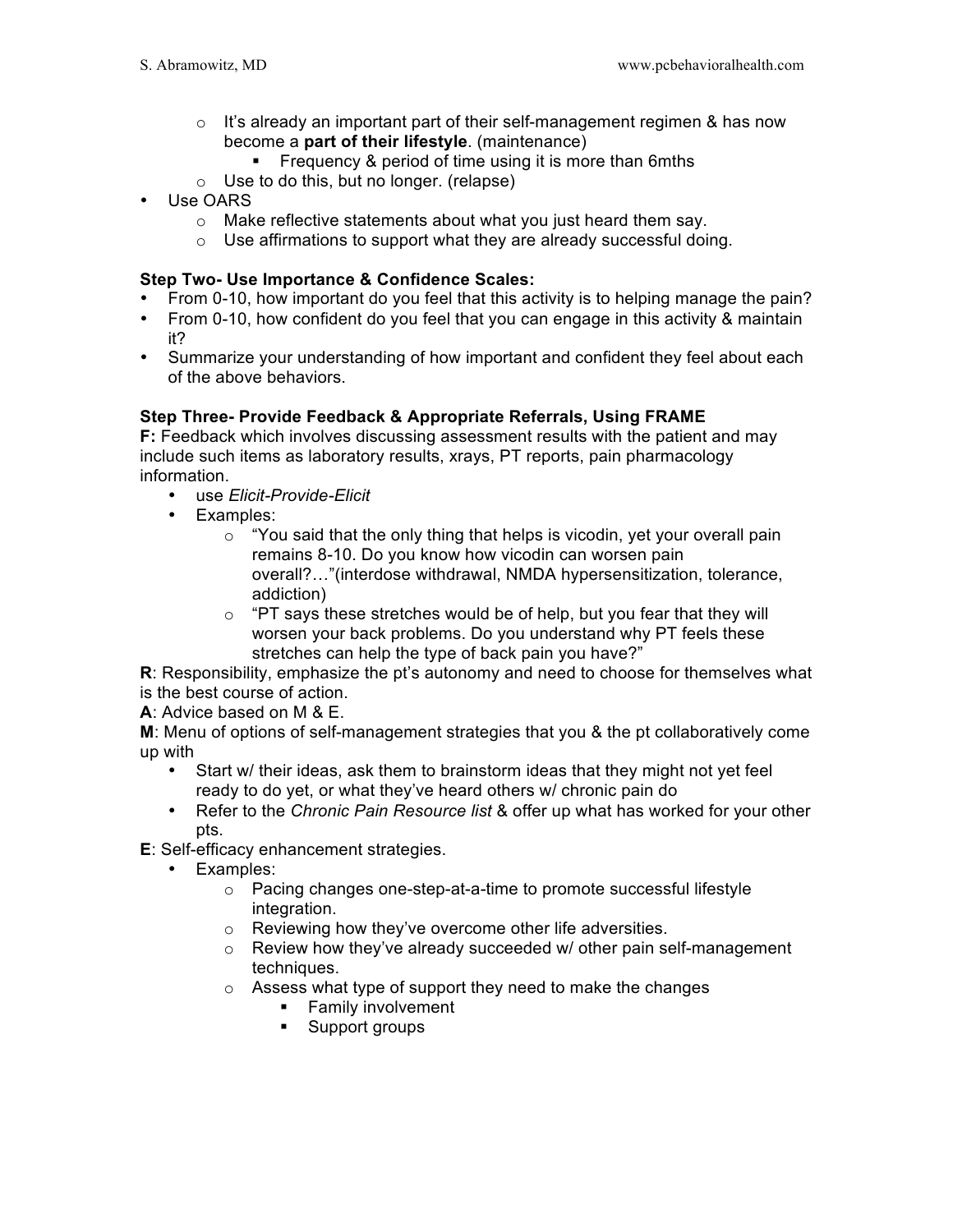- It's already an important part of their self-management regimen & has now become a **part of their lifestyle**. (maintenance)
    - Frequency & period of time using it is more than 6mths
  - Use to do this, but no longer. (relapse)
- Use OARS
  - Make reflective statements about what you just heard them say.
  - Use affirmations to support what they are already successful doing.

**Step Two- Use Importance & Confidence Scales:**

- From 0-10, how important do you feel that this activity is to helping manage the pain?
- From 0-10, how confident do you feel that you can engage in this activity & maintain it?
- Summarize your understanding of how important and confident they feel about each of the above behaviors.

**Step Three- Provide Feedback & Appropriate Referrals, Using FRAME**

**F:** Feedback which involves discussing assessment results with the patient and may include such items as laboratory results, xrays, PT reports, pain pharmacology information.

- use *Elicit-Provide-Elicit*
- Examples:
  - "You said that the only thing that helps is vicodin, yet your overall pain remains 8-10. Do you know how vicodin can worsen pain overall?…"(interdose withdrawal, NMDA hypersensitization, tolerance, addiction)
  - "PT says these stretches would be of help, but you fear that they will worsen your back problems. Do you understand why PT feels these stretches can help the type of back pain you have?"

**R**: Responsibility, emphasize the pt's autonomy and need to choose for themselves what is the best course of action.

**A**: Advice based on M & E.

**M**: Menu of options of self-management strategies that you & the pt collaboratively come up with

- Start w/ their ideas, ask them to brainstorm ideas that they might not yet feel ready to do yet, or what they've heard others w/ chronic pain do
- Refer to the *Chronic Pain Resource list* & offer up what has worked for your other pts.

**E**: Self-efficacy enhancement strategies.

- Examples:
  - Pacing changes one-step-at-a-time to promote successful lifestyle integration.
  - Reviewing how they've overcome other life adversities.
  - Review how they've already succeeded w/ other pain self-management techniques.
  - Assess what type of support they need to make the changes
    - Family involvement
    - Support groups